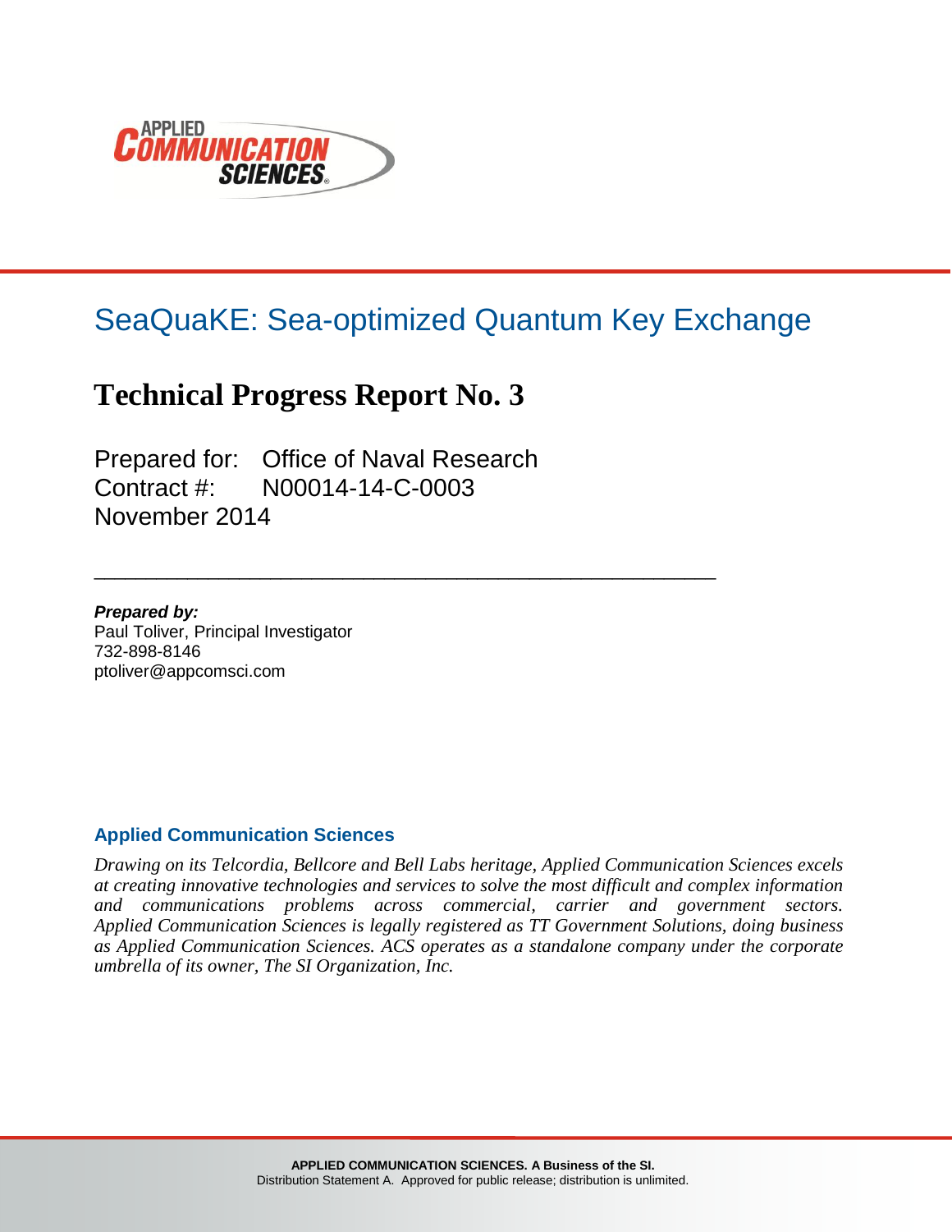# SeaQuaKE: Sea-optimized Quantum Key Exchange

## Technical Progress Report No. 3

Prepared for: Office of Naval Research
Contract #: N00014-14-C-0003
November 2014

---

***Prepared by:***
Paul Toliver, Principal Investigator
732-898-8146
ptoliver@appcomsci.com

**Applied Communication Sciences**

*Drawing on its Telcordia, Bellcore and Bell Labs heritage, Applied Communication Sciences excels at creating innovative technologies and services to solve the most difficult and complex information and communications problems across commercial, carrier and government sectors. Applied Communication Sciences is legally registered as TT Government Solutions, doing business as Applied Communication Sciences. ACS operates as a standalone company under the corporate umbrella of its owner, The SI Organization, Inc.*

**APPLIED COMMUNICATION SCIENCES. A Business of the SI.**
Distribution Statement A. Approved for public release; distribution is unlimited.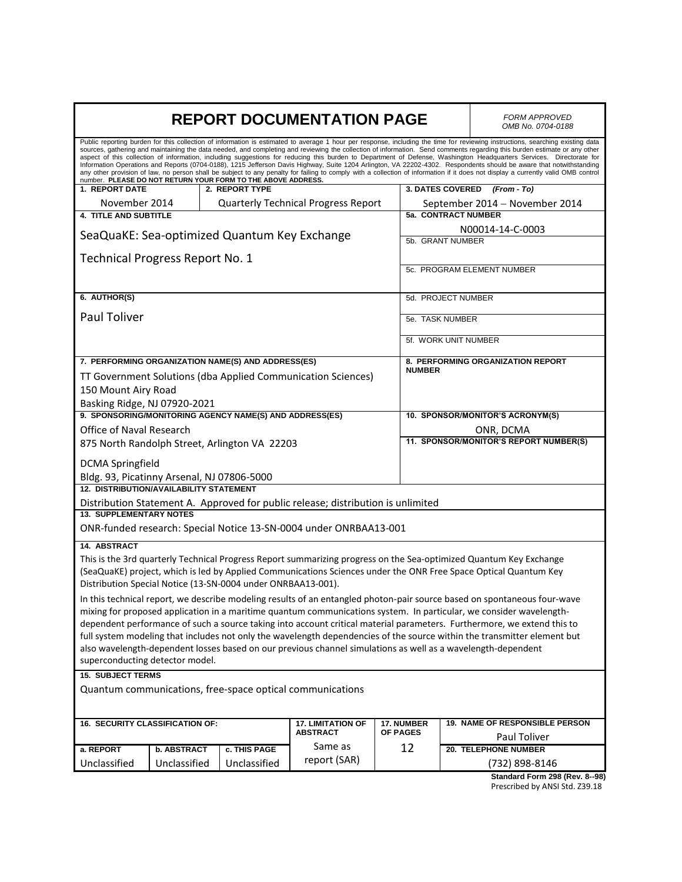# REPORT DOCUMENTATION PAGE

*FORM APPROVED*
*OMB No. 0704-0188*

Public reporting burden for this collection of information is estimated to average 1 hour per response, including the time for reviewing instructions, searching existing data sources, gathering and maintaining the data needed, and completing and reviewing the collection of information. Send comments regarding this burden estimate or any other aspect of this collection of information, including suggestions for reducing this burden to Department of Defense, Washington Headquarters Services. Directorate for Information Operations and Reports (0704-0188), 1215 Jefferson Davis Highway, Suite 1204 Arlington, VA 22202-4302. Respondents should be aware that notwithstanding any other provision of law, no person shall be subject to any penalty for failing to comply with a collection of information if it does not display a currently valid OMB control number. **PLEASE DO NOT RETURN YOUR FORM TO THE ABOVE ADDRESS.**

**1. REPORT DATE**
November 2014

**2. REPORT TYPE**
Quarterly Technical Progress Report

**3. DATES COVERED** *(From - To)*
September 2014 – November 2014

**4. TITLE AND SUBTITLE**
SeaQuaKE: Sea-optimized Quantum Key Exchange

Technical Progress Report No. 1

**5a. CONTRACT NUMBER**
N00014-14-C-0003

**5b. GRANT NUMBER**

**5c. PROGRAM ELEMENT NUMBER**

**6. AUTHOR(S)**
Paul Toliver

**5d. PROJECT NUMBER**

**5e. TASK NUMBER**

**5f. WORK UNIT NUMBER**

**7. PERFORMING ORGANIZATION NAME(S) AND ADDRESS(ES)**
TT Government Solutions (dba Applied Communication Sciences)
150 Mount Airy Road
Basking Ridge, NJ 07920-2021

**8. PERFORMING ORGANIZATION REPORT NUMBER**

**9. SPONSORING/MONITORING AGENCY NAME(S) AND ADDRESS(ES)**
Office of Naval Research
875 North Randolph Street, Arlington VA 22203

DCMA Springfield
Bldg. 93, Picatinny Arsenal, NJ 07806-5000

**10. SPONSOR/MONITOR'S ACRONYM(S)**
ONR, DCMA

**11. SPONSOR/MONITOR'S REPORT NUMBER(S)**

**12. DISTRIBUTION/AVAILABILITY STATEMENT**
Distribution Statement A. Approved for public release; distribution is unlimited

**13. SUPPLEMENTARY NOTES**
ONR-funded research: Special Notice 13-SN-0004 under ONRBAA13-001

**14. ABSTRACT**
This is the 3rd quarterly Technical Progress Report summarizing progress on the Sea-optimized Quantum Key Exchange (SeaQuaKE) project, which is led by Applied Communications Sciences under the ONR Free Space Optical Quantum Key Distribution Special Notice (13-SN-0004 under ONRBAA13-001).

In this technical report, we describe modeling results of an entangled photon-pair source based on spontaneous four-wave mixing for proposed application in a maritime quantum communications system. In particular, we consider wavelength-dependent performance of such a source taking into account critical material parameters. Furthermore, we extend this to full system modeling that includes not only the wavelength dependencies of the source within the transmitter element but also wavelength-dependent losses based on our previous channel simulations as well as a wavelength-dependent superconducting detector model.

**15. SUBJECT TERMS**
Quantum communications, free-space optical communications

| 16. SECURITY CLASSIFICATION OF: | | | 17. LIMITATION OF ABSTRACT | 17. NUMBER OF PAGES | 19. NAME OF RESPONSIBLE PERSON |
|---|---|---|---|---|---|
| | | | | | Paul Toliver |
| a. REPORT | b. ABSTRACT | c. THIS PAGE | Same as report (SAR) | 12 | 20. TELEPHONE NUMBER |
| Unclassified | Unclassified | Unclassified | | | (732) 898-8146 |

**Standard Form 298 (Rev. 8--98)**
Prescribed by ANSI Std. Z39.18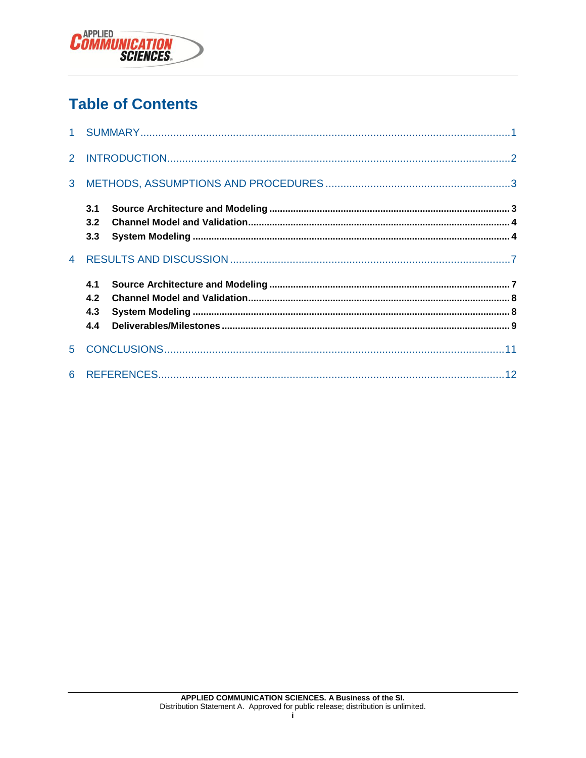# Table of Contents

1 SUMMARY ........................................................................................................... 1

2 INTRODUCTION .................................................................................................. 2

3 METHODS, ASSUMPTIONS AND PROCEDURES ............................................................. 3

- **3.1 Source Architecture and Modeling** ......................................................................... 3
- **3.2 Channel Model and Validation** ................................................................................ 4
- **3.3 System Modeling** ..................................................................................................... 4

4 RESULTS AND DISCUSSION ............................................................................................ 7

- **4.1 Source Architecture and Modeling** ......................................................................... 7
- **4.2 Channel Model and Validation** ................................................................................ 8
- **4.3 System Modeling** ..................................................................................................... 8
- **4.4 Deliverables/Milestones** ........................................................................................... 9

5 CONCLUSIONS ............................................................................................................... 11

6 REFERENCES ................................................................................................................. 12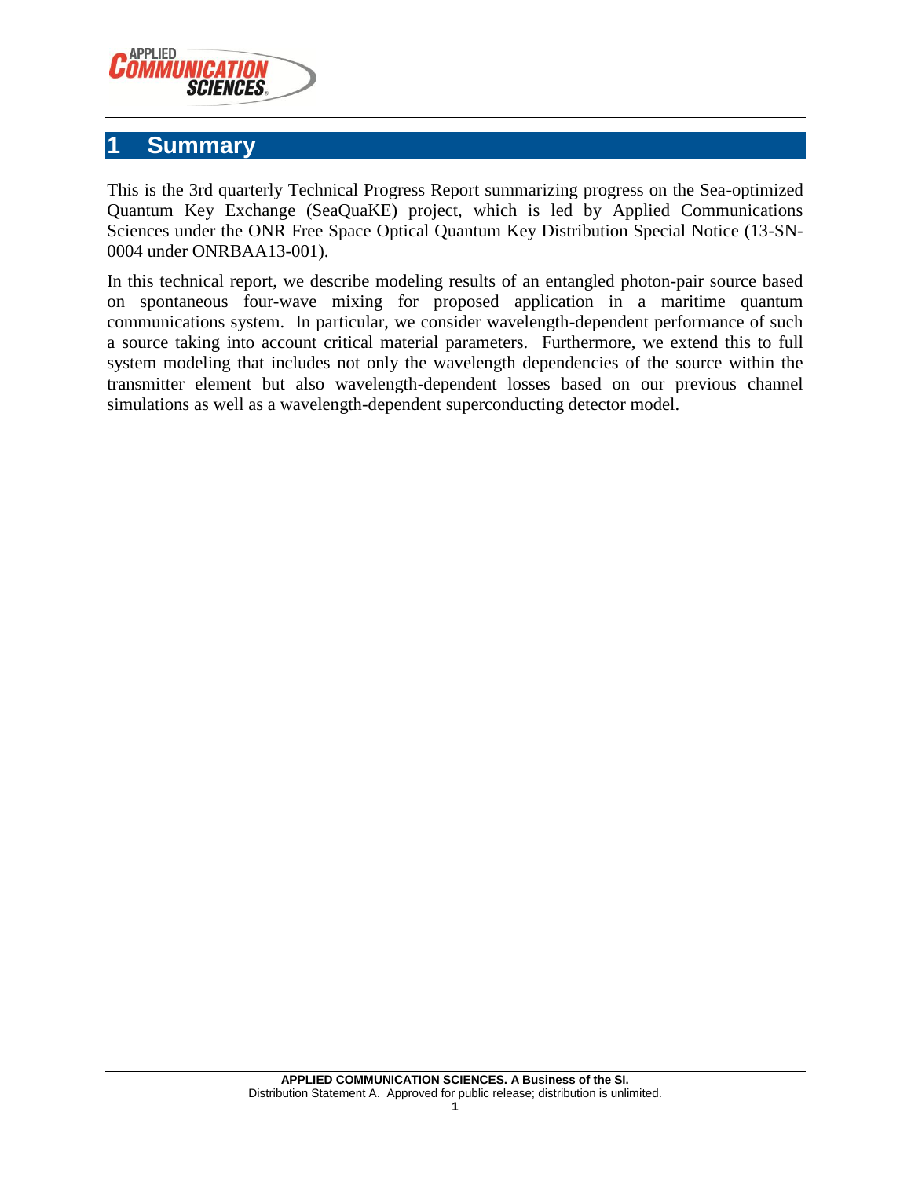# 1 Summary

This is the 3rd quarterly Technical Progress Report summarizing progress on the Sea-optimized Quantum Key Exchange (SeaQuaKE) project, which is led by Applied Communications Sciences under the ONR Free Space Optical Quantum Key Distribution Special Notice (13-SN-0004 under ONRBAA13-001).

In this technical report, we describe modeling results of an entangled photon-pair source based on spontaneous four-wave mixing for proposed application in a maritime quantum communications system. In particular, we consider wavelength-dependent performance of such a source taking into account critical material parameters. Furthermore, we extend this to full system modeling that includes not only the wavelength dependencies of the source within the transmitter element but also wavelength-dependent losses based on our previous channel simulations as well as a wavelength-dependent superconducting detector model.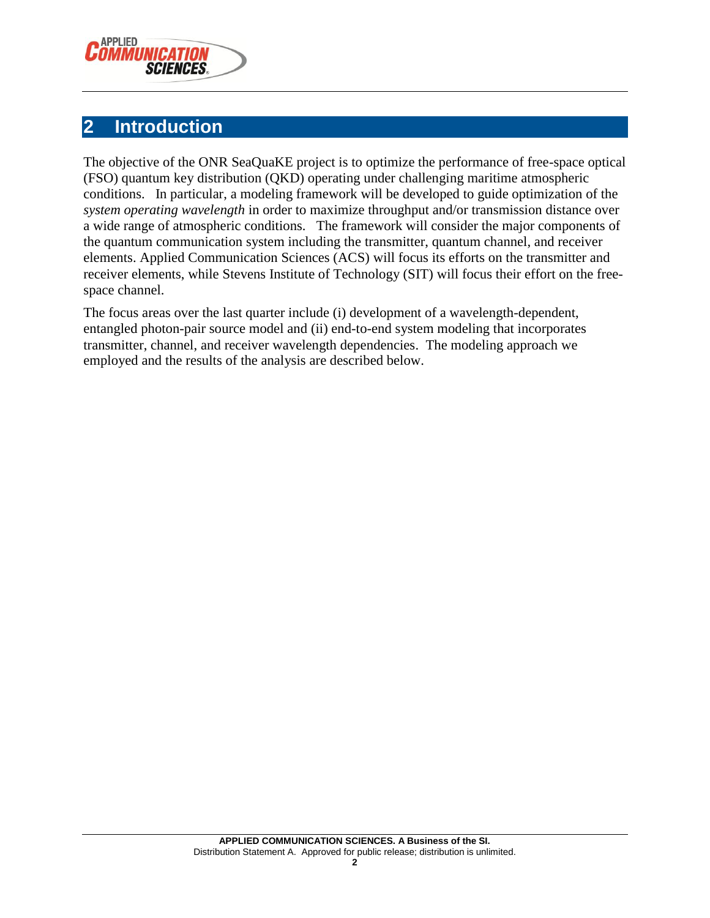## 2 Introduction

The objective of the ONR SeaQuaKE project is to optimize the performance of free-space optical (FSO) quantum key distribution (QKD) operating under challenging maritime atmospheric conditions. In particular, a modeling framework will be developed to guide optimization of the *system operating wavelength* in order to maximize throughput and/or transmission distance over a wide range of atmospheric conditions. The framework will consider the major components of the quantum communication system including the transmitter, quantum channel, and receiver elements. Applied Communication Sciences (ACS) will focus its efforts on the transmitter and receiver elements, while Stevens Institute of Technology (SIT) will focus their effort on the free-space channel.

The focus areas over the last quarter include (i) development of a wavelength-dependent, entangled photon-pair source model and (ii) end-to-end system modeling that incorporates transmitter, channel, and receiver wavelength dependencies. The modeling approach we employed and the results of the analysis are described below.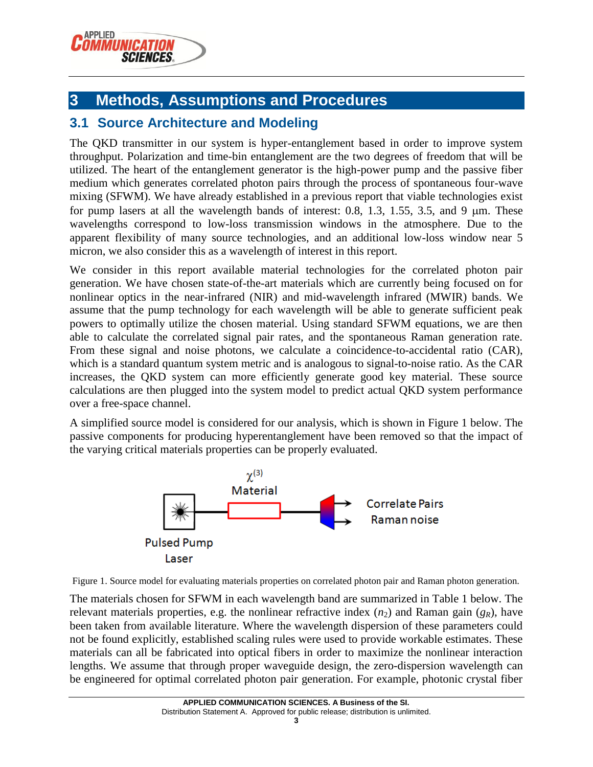# 3 Methods, Assumptions and Procedures

## 3.1 Source Architecture and Modeling

The QKD transmitter in our system is hyper-entanglement based in order to improve system throughput. Polarization and time-bin entanglement are the two degrees of freedom that will be utilized. The heart of the entanglement generator is the high-power pump and the passive fiber medium which generates correlated photon pairs through the process of spontaneous four-wave mixing (SFWM). We have already established in a previous report that viable technologies exist for pump lasers at all the wavelength bands of interest: 0.8, 1.3, 1.55, 3.5, and 9 μm. These wavelengths correspond to low-loss transmission windows in the atmosphere. Due to the apparent flexibility of many source technologies, and an additional low-loss window near 5 micron, we also consider this as a wavelength of interest in this report.

We consider in this report available material technologies for the correlated photon pair generation. We have chosen state-of-the-art materials which are currently being focused on for nonlinear optics in the near-infrared (NIR) and mid-wavelength infrared (MWIR) bands. We assume that the pump technology for each wavelength will be able to generate sufficient peak powers to optimally utilize the chosen material. Using standard SFWM equations, we are then able to calculate the correlated signal pair rates, and the spontaneous Raman generation rate. From these signal and noise photons, we calculate a coincidence-to-accidental ratio (CAR), which is a standard quantum system metric and is analogous to signal-to-noise ratio. As the CAR increases, the QKD system can more efficiently generate good key material. These source calculations are then plugged into the system model to predict actual QKD system performance over a free-space channel.

A simplified source model is considered for our analysis, which is shown in Figure 1 below. The passive components for producing hyperentanglement have been removed so that the impact of the varying critical materials properties can be properly evaluated.

Pulsed Pump Laser — $\chi^{(3)}$ Material — Correlate Pairs / Raman noise

Figure 1. Source model for evaluating materials properties on correlated photon pair and Raman photon generation.

The materials chosen for SFWM in each wavelength band are summarized in Table 1 below. The relevant materials properties, e.g. the nonlinear refractive index ($n_2$) and Raman gain ($g_R$), have been taken from available literature. Where the wavelength dispersion of these parameters could not be found explicitly, established scaling rules were used to provide workable estimates. These materials can all be fabricated into optical fibers in order to maximize the nonlinear interaction lengths. We assume that through proper waveguide design, the zero-dispersion wavelength can be engineered for optimal correlated photon pair generation. For example, photonic crystal fiber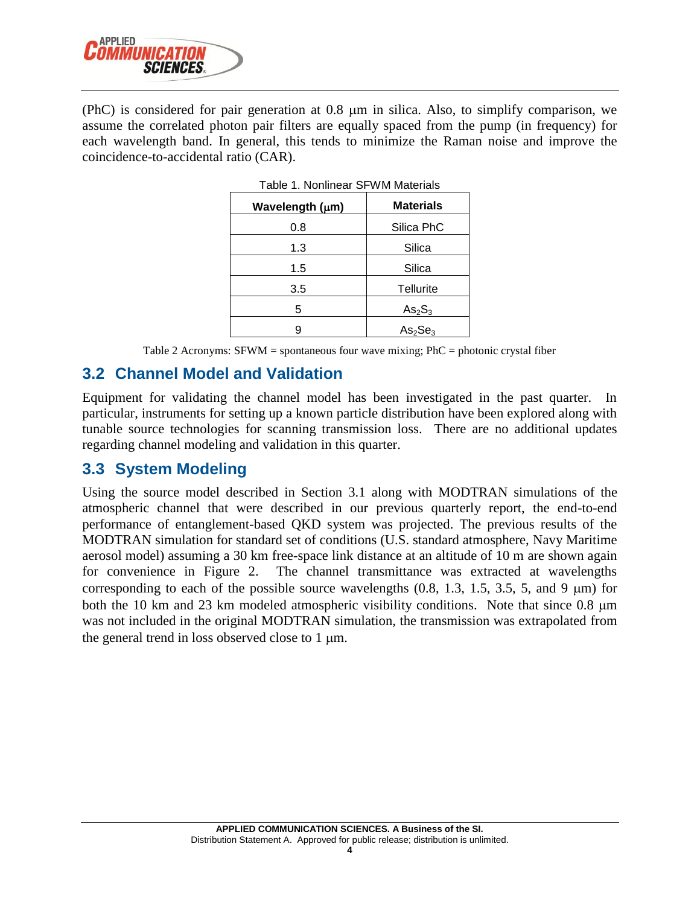(PhC) is considered for pair generation at 0.8 μm in silica. Also, to simplify comparison, we assume the correlated photon pair filters are equally spaced from the pump (in frequency) for each wavelength band. In general, this tends to minimize the Raman noise and improve the coincidence-to-accidental ratio (CAR).

Table 1. Nonlinear SFWM Materials

| Wavelength (μm) | Materials |
|---|---|
| 0.8 | Silica PhC |
| 1.3 | Silica |
| 1.5 | Silica |
| 3.5 | Tellurite |
| 5 | $As_2S_3$ |
| 9 | $As_2Se_3$ |

Table 2 Acronyms: SFWM = spontaneous four wave mixing; PhC = photonic crystal fiber

## 3.2 Channel Model and Validation

Equipment for validating the channel model has been investigated in the past quarter. In particular, instruments for setting up a known particle distribution have been explored along with tunable source technologies for scanning transmission loss. There are no additional updates regarding channel modeling and validation in this quarter.

## 3.3 System Modeling

Using the source model described in Section 3.1 along with MODTRAN simulations of the atmospheric channel that were described in our previous quarterly report, the end-to-end performance of entanglement-based QKD system was projected. The previous results of the MODTRAN simulation for standard set of conditions (U.S. standard atmosphere, Navy Maritime aerosol model) assuming a 30 km free-space link distance at an altitude of 10 m are shown again for convenience in Figure 2. The channel transmittance was extracted at wavelengths corresponding to each of the possible source wavelengths (0.8, 1.3, 1.5, 3.5, 5, and 9 μm) for both the 10 km and 23 km modeled atmospheric visibility conditions. Note that since 0.8 μm was not included in the original MODTRAN simulation, the transmission was extrapolated from the general trend in loss observed close to 1 μm.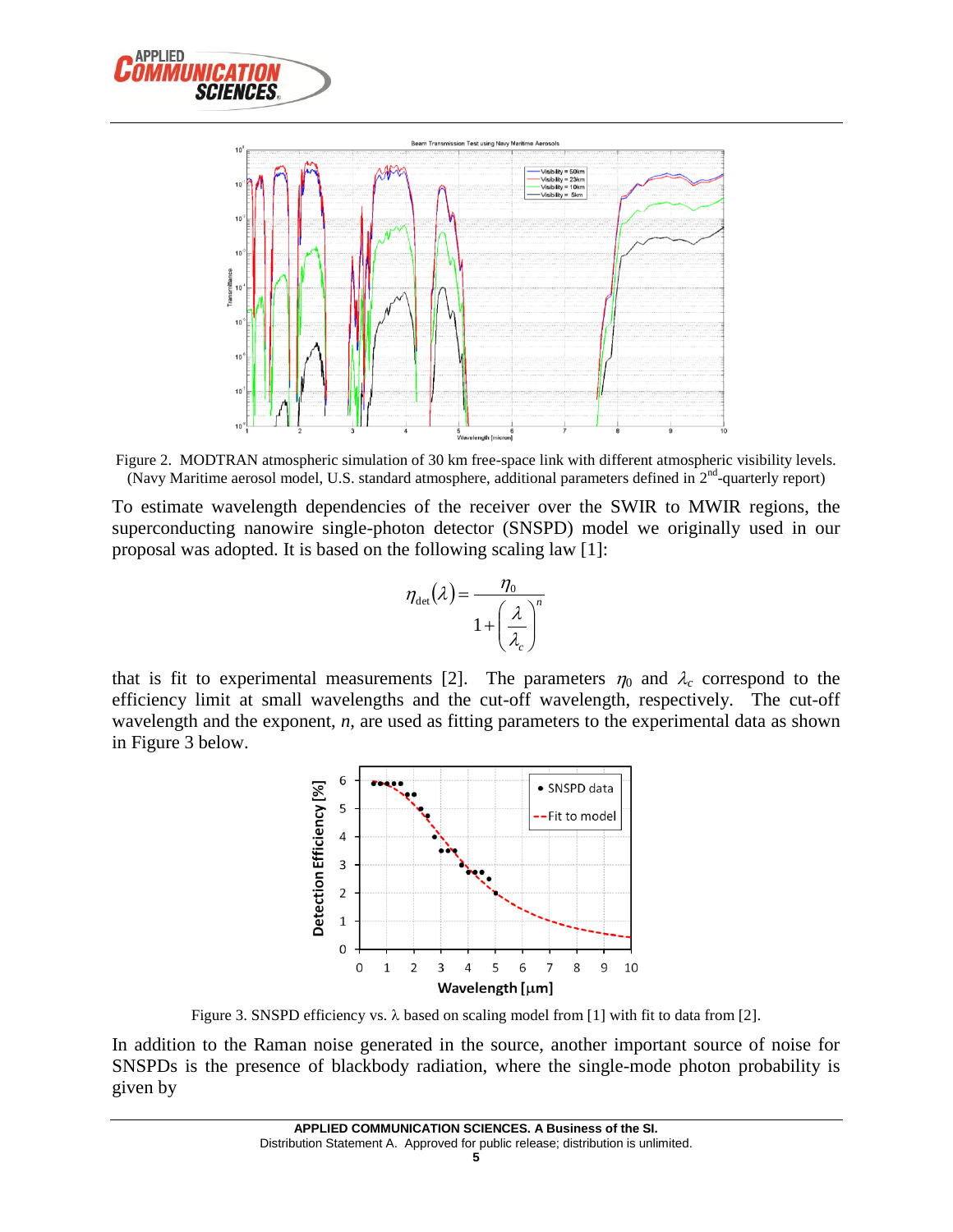Figure 2. MODTRAN atmospheric simulation of 30 km free-space link with different atmospheric visibility levels. (Navy Maritime aerosol model, U.S. standard atmosphere, additional parameters defined in 2nd-quarterly report)

To estimate wavelength dependencies of the receiver over the SWIR to MWIR regions, the superconducting nanowire single-photon detector (SNSPD) model we originally used in our proposal was adopted. It is based on the following scaling law [1]:

$$\eta_{\text{det}}(\lambda) = \frac{\eta_0}{1 + \left(\dfrac{\lambda}{\lambda_c}\right)^n}$$

that is fit to experimental measurements [2]. The parameters $\eta_0$ and $\lambda_c$ correspond to the efficiency limit at small wavelengths and the cut-off wavelength, respectively. The cut-off wavelength and the exponent, $n$, are used as fitting parameters to the experimental data as shown in Figure 3 below.

Figure 3. SNSPD efficiency vs. λ based on scaling model from [1] with fit to data from [2].

In addition to the Raman noise generated in the source, another important source of noise for SNSPDs is the presence of blackbody radiation, where the single-mode photon probability is given by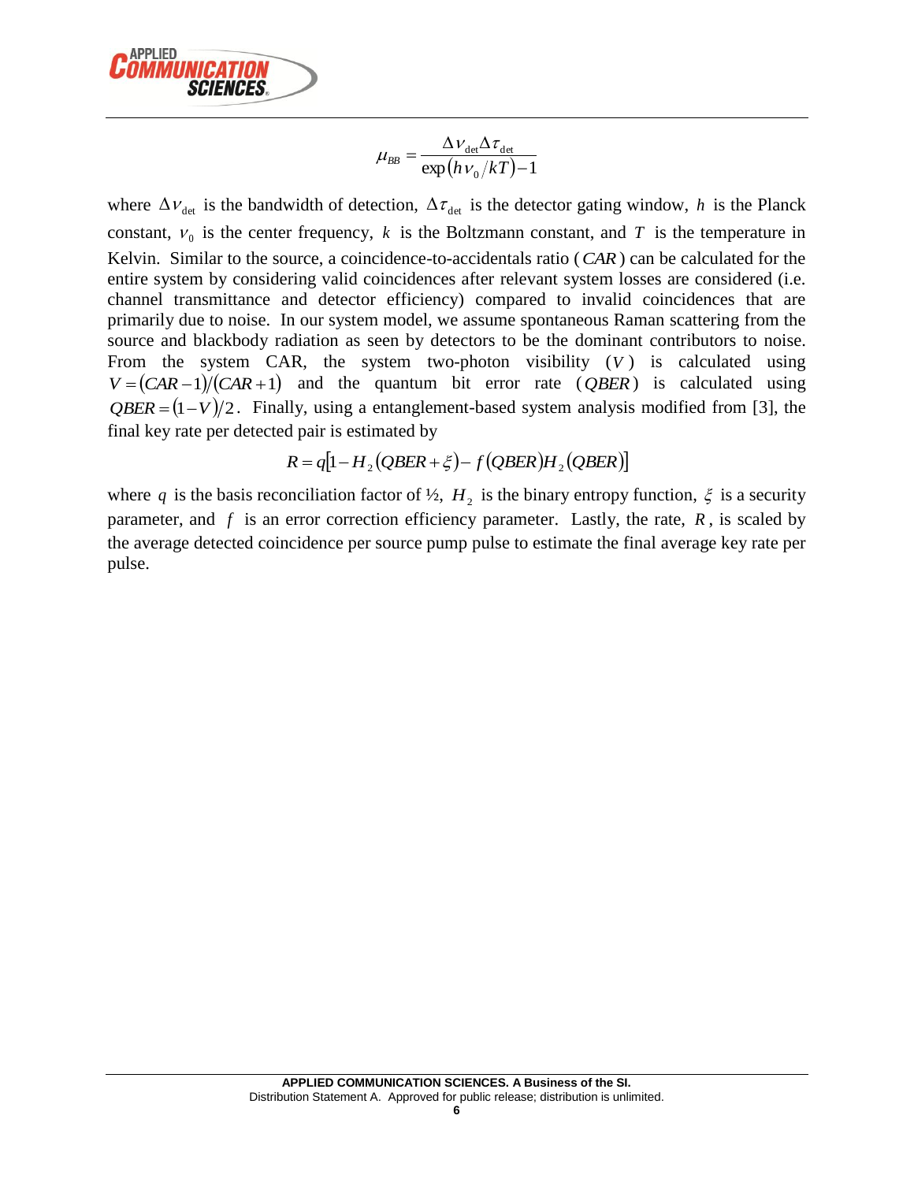$$\mu_{BB} = \frac{\Delta \nu_{\text{det}} \Delta \tau_{\text{det}}}{\exp\left(h\nu_0/kT\right) - 1}$$

where $\Delta \nu_{\text{det}}$ is the bandwidth of detection, $\Delta \tau_{\text{det}}$ is the detector gating window, $h$ is the Planck constant, $\nu_0$ is the center frequency, $k$ is the Boltzmann constant, and $T$ is the temperature in Kelvin. Similar to the source, a coincidence-to-accidentals ratio ($CAR$) can be calculated for the entire system by considering valid coincidences after relevant system losses are considered (i.e. channel transmittance and detector efficiency) compared to invalid coincidences that are primarily due to noise. In our system model, we assume spontaneous Raman scattering from the source and blackbody radiation as seen by detectors to be the dominant contributors to noise. From the system CAR, the system two-photon visibility ($V$) is calculated using $V = (CAR - 1)/(CAR + 1)$ and the quantum bit error rate ($QBER$) is calculated using $QBER = (1 - V)/2$. Finally, using a entanglement-based system analysis modified from [3], the final key rate per detected pair is estimated by

$$R = q\left[1 - H_2\left(QBER + \xi\right) - f\left(QBER\right)H_2\left(QBER\right)\right]$$

where $q$ is the basis reconciliation factor of ½, $H_2$ is the binary entropy function, $\xi$ is a security parameter, and $f$ is an error correction efficiency parameter. Lastly, the rate, $R$, is scaled by the average detected coincidence per source pump pulse to estimate the final average key rate per pulse.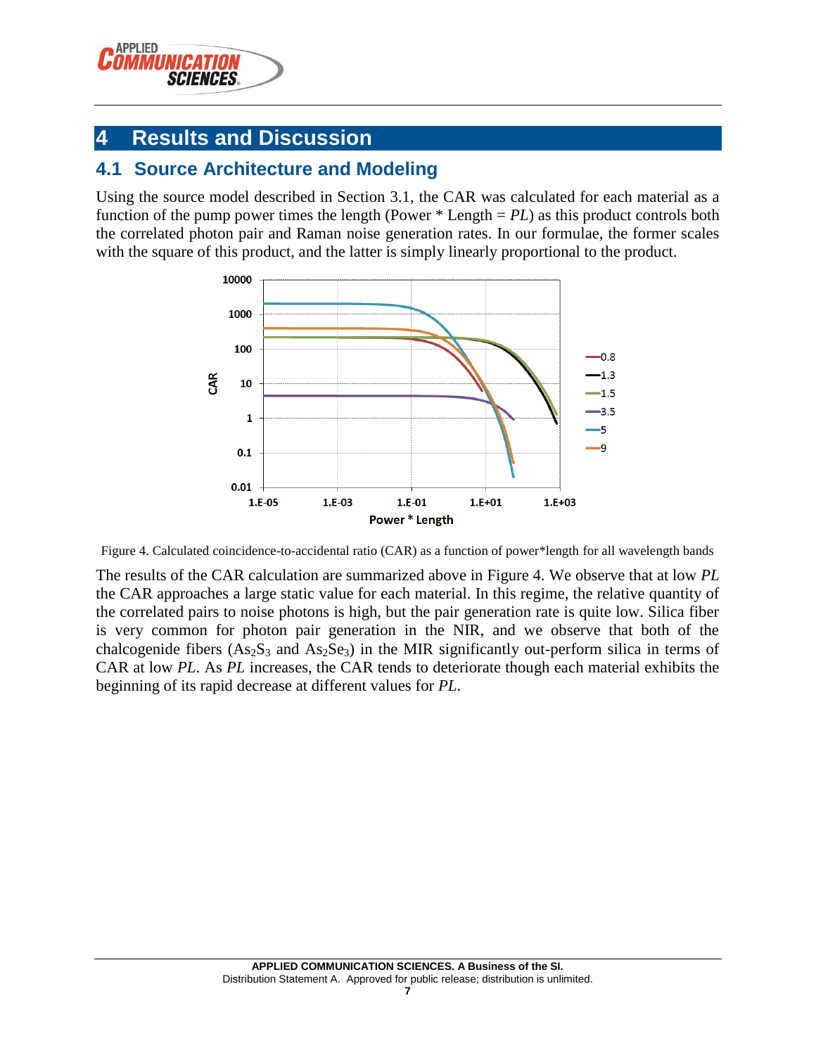# 4 Results and Discussion

## 4.1 Source Architecture and Modeling

Using the source model described in Section 3.1, the CAR was calculated for each material as a function of the pump power times the length (Power * Length = *PL*) as this product controls both the correlated photon pair and Raman noise generation rates. In our formulae, the former scales with the square of this product, and the latter is simply linearly proportional to the product.

Figure 4. Calculated coincidence-to-accidental ratio (CAR) as a function of power*length for all wavelength bands

The results of the CAR calculation are summarized above in Figure 4. We observe that at low *PL* the CAR approaches a large static value for each material. In this regime, the relative quantity of the correlated pairs to noise photons is high, but the pair generation rate is quite low. Silica fiber is very common for photon pair generation in the NIR, and we observe that both of the chalcogenide fibers ($As_2S_3$ and $As_2Se_3$) in the MIR significantly out-perform silica in terms of CAR at low *PL*. As *PL* increases, the CAR tends to deteriorate though each material exhibits the beginning of its rapid decrease at different values for *PL*.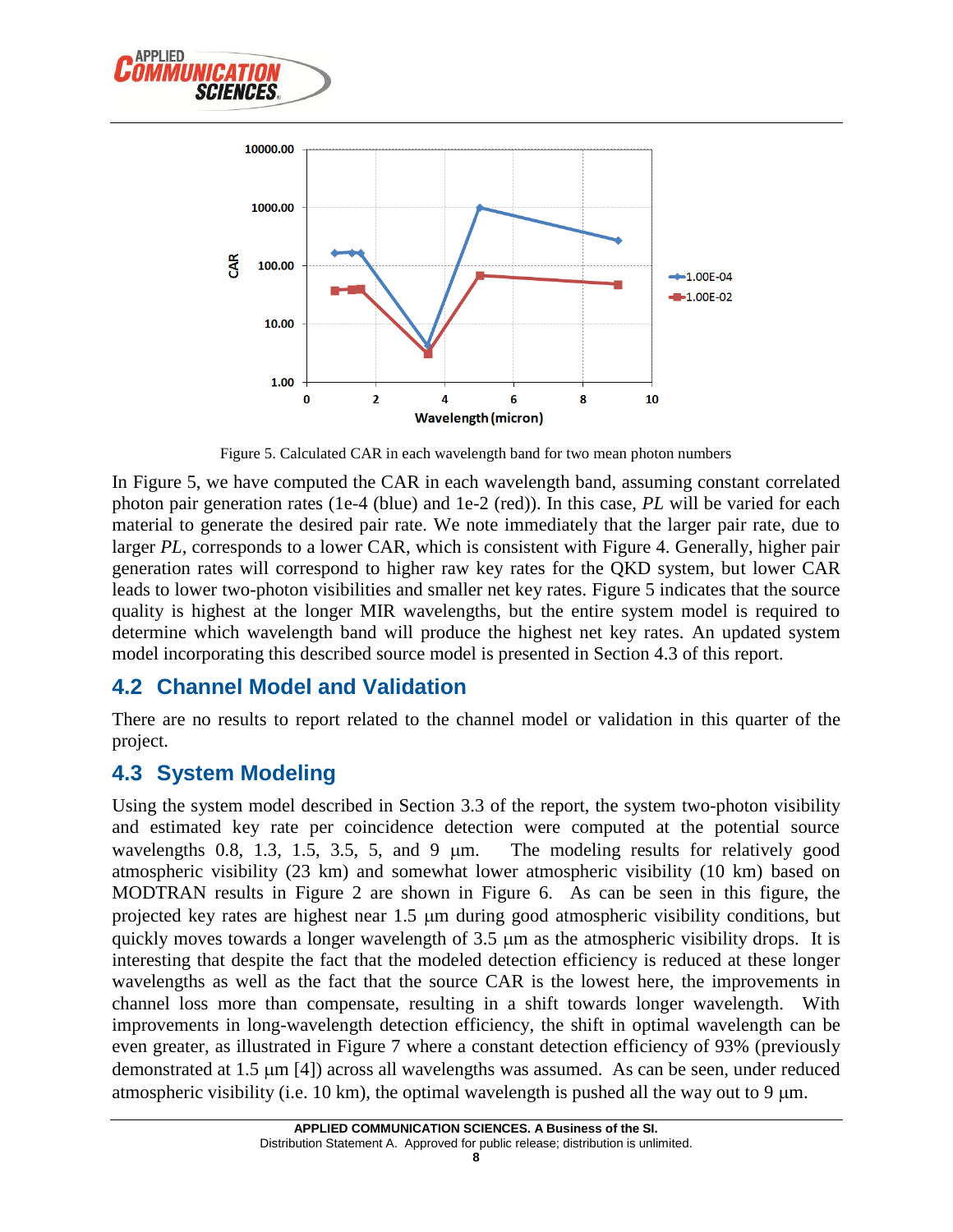Figure 5. Calculated CAR in each wavelength band for two mean photon numbers

In Figure 5, we have computed the CAR in each wavelength band, assuming constant correlated photon pair generation rates (1e-4 (blue) and 1e-2 (red)). In this case, *PL* will be varied for each material to generate the desired pair rate. We note immediately that the larger pair rate, due to larger *PL*, corresponds to a lower CAR, which is consistent with Figure 4. Generally, higher pair generation rates will correspond to higher raw key rates for the QKD system, but lower CAR leads to lower two-photon visibilities and smaller net key rates. Figure 5 indicates that the source quality is highest at the longer MIR wavelengths, but the entire system model is required to determine which wavelength band will produce the highest net key rates. An updated system model incorporating this described source model is presented in Section 4.3 of this report.

## 4.2 Channel Model and Validation

There are no results to report related to the channel model or validation in this quarter of the project.

## 4.3 System Modeling

Using the system model described in Section 3.3 of the report, the system two-photon visibility and estimated key rate per coincidence detection were computed at the potential source wavelengths 0.8, 1.3, 1.5, 3.5, 5, and 9 μm. The modeling results for relatively good atmospheric visibility (23 km) and somewhat lower atmospheric visibility (10 km) based on MODTRAN results in Figure 2 are shown in Figure 6. As can be seen in this figure, the projected key rates are highest near 1.5 μm during good atmospheric visibility conditions, but quickly moves towards a longer wavelength of 3.5 μm as the atmospheric visibility drops. It is interesting that despite the fact that the modeled detection efficiency is reduced at these longer wavelengths as well as the fact that the source CAR is the lowest here, the improvements in channel loss more than compensate, resulting in a shift towards longer wavelength. With improvements in long-wavelength detection efficiency, the shift in optimal wavelength can be even greater, as illustrated in Figure 7 where a constant detection efficiency of 93% (previously demonstrated at 1.5 μm [4]) across all wavelengths was assumed. As can be seen, under reduced atmospheric visibility (i.e. 10 km), the optimal wavelength is pushed all the way out to 9 μm.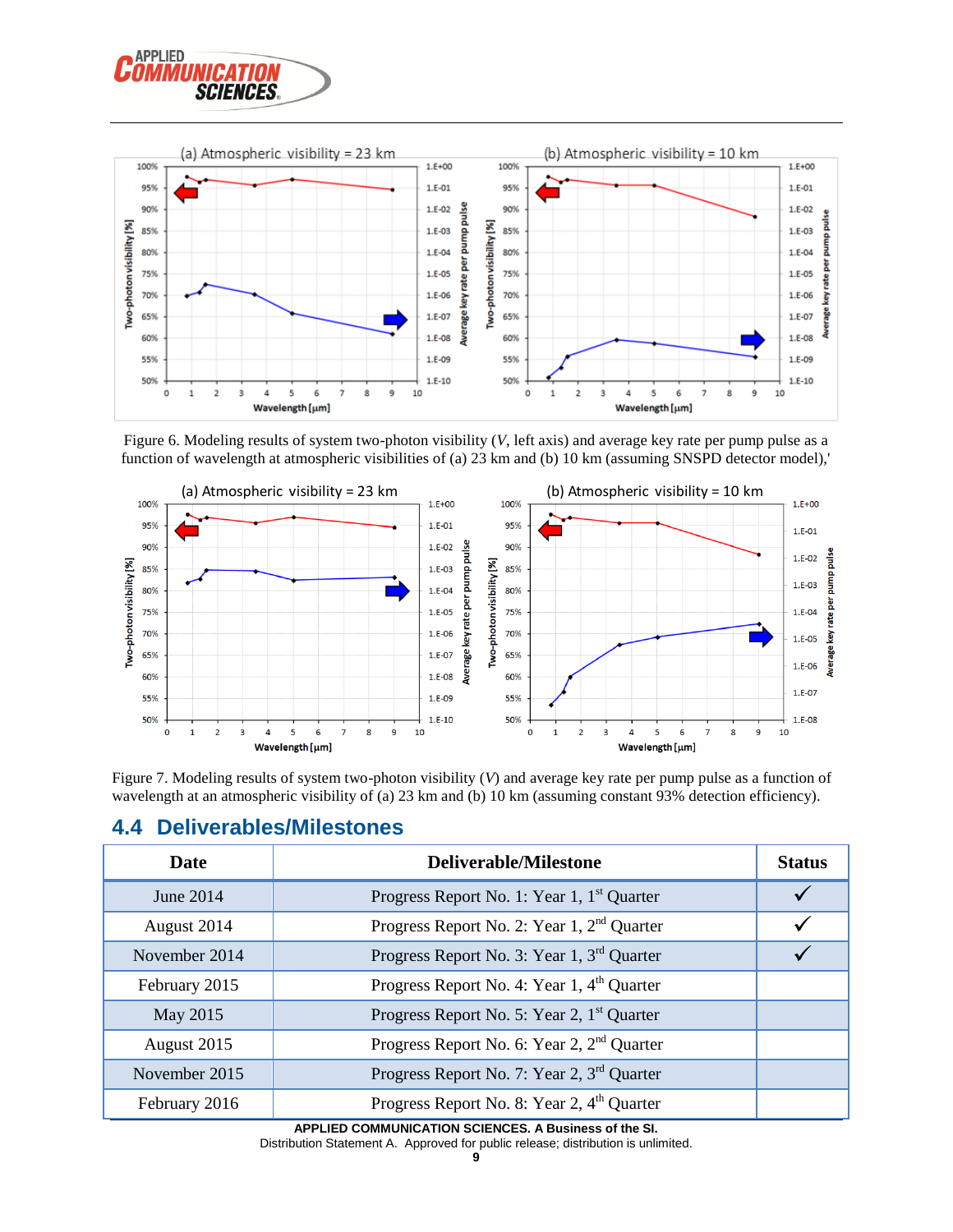Figure 6. Modeling results of system two-photon visibility ($V$, left axis) and average key rate per pump pulse as a function of wavelength at atmospheric visibilities of (a) 23 km and (b) 10 km (assuming SNSPD detector model),'

Figure 7. Modeling results of system two-photon visibility ($V$) and average key rate per pump pulse as a function of wavelength at an atmospheric visibility of (a) 23 km and (b) 10 km (assuming constant 93% detection efficiency).

## 4.4 Deliverables/Milestones

| Date | Deliverable/Milestone | Status |
|---|---|---|
| June 2014 | Progress Report No. 1: Year 1, 1st Quarter | ✓ |
| August 2014 | Progress Report No. 2: Year 1, 2nd Quarter | ✓ |
| November 2014 | Progress Report No. 3: Year 1, 3rd Quarter | ✓ |
| February 2015 | Progress Report No. 4: Year 1, 4th Quarter | |
| May 2015 | Progress Report No. 5: Year 2, 1st Quarter | |
| August 2015 | Progress Report No. 6: Year 2, 2nd Quarter | |
| November 2015 | Progress Report No. 7: Year 2, 3rd Quarter | |
| February 2016 | Progress Report No. 8: Year 2, 4th Quarter | |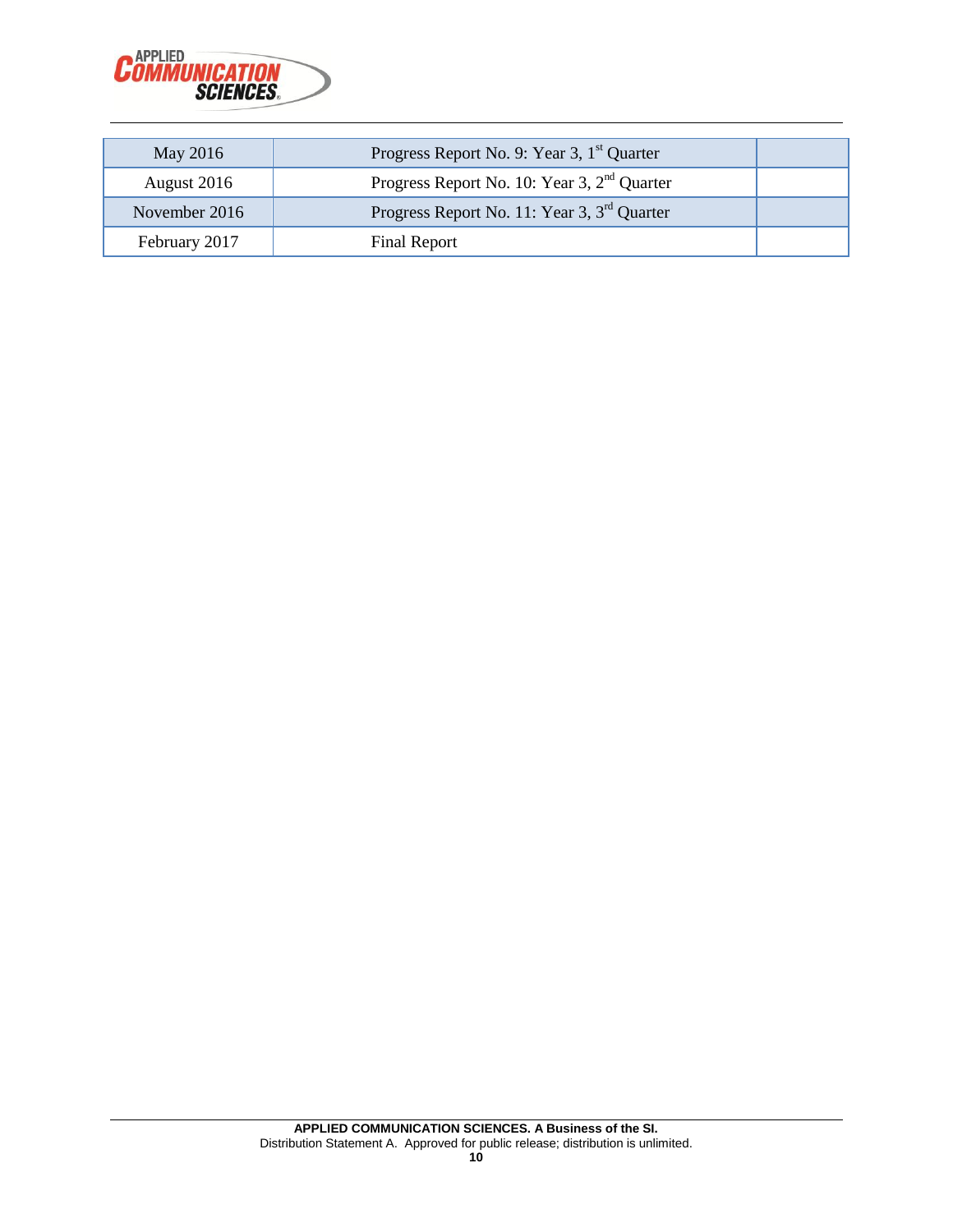| May 2016 | Progress Report No. 9: Year 3, 1st Quarter | |
|---|---|---|
| August 2016 | Progress Report No. 10: Year 3, 2nd Quarter | |
| November 2016 | Progress Report No. 11: Year 3, 3rd Quarter | |
| February 2017 | Final Report | |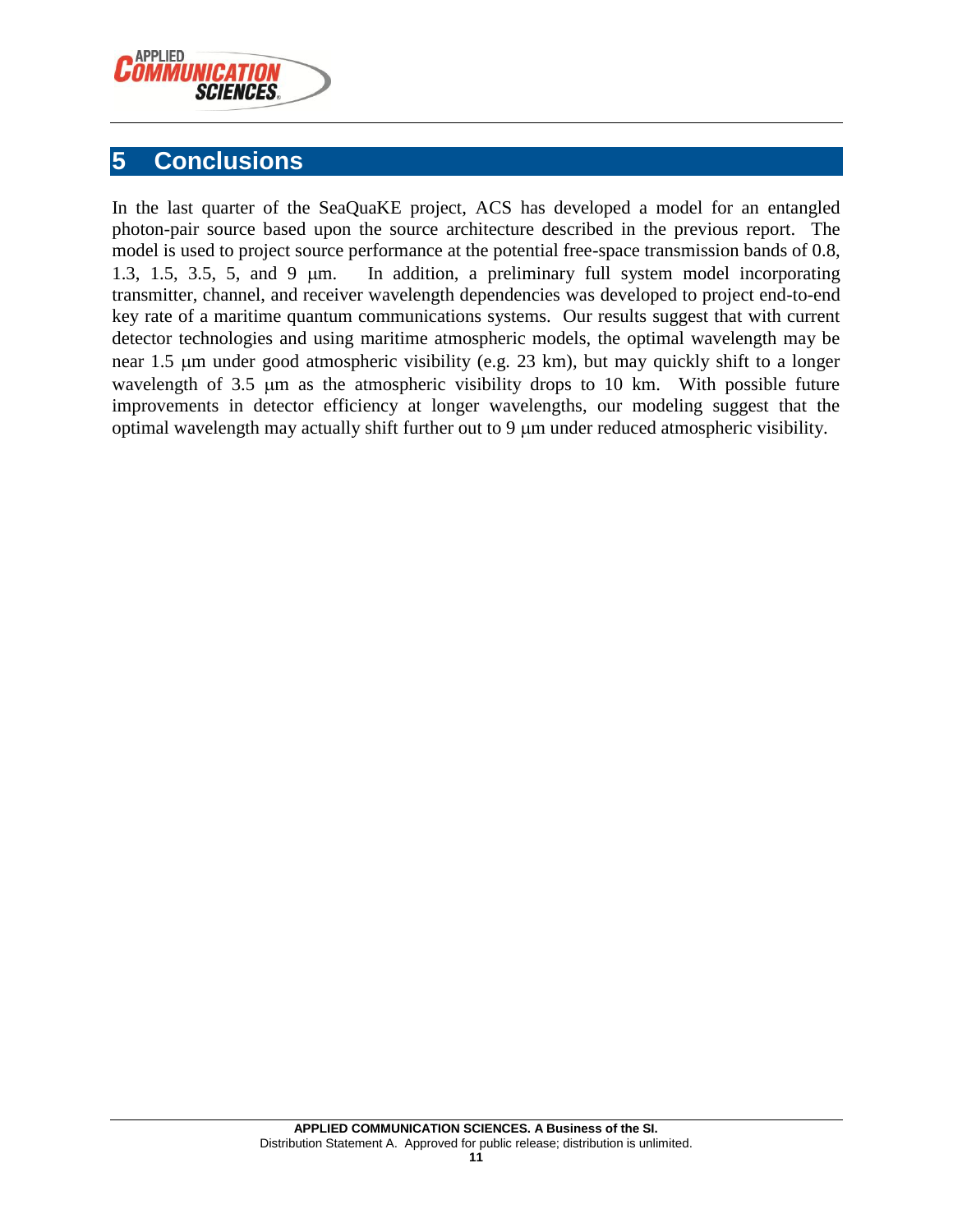# 5 Conclusions

In the last quarter of the SeaQuaKE project, ACS has developed a model for an entangled photon-pair source based upon the source architecture described in the previous report. The model is used to project source performance at the potential free-space transmission bands of 0.8, 1.3, 1.5, 3.5, 5, and 9 μm. In addition, a preliminary full system model incorporating transmitter, channel, and receiver wavelength dependencies was developed to project end-to-end key rate of a maritime quantum communications systems. Our results suggest that with current detector technologies and using maritime atmospheric models, the optimal wavelength may be near 1.5 μm under good atmospheric visibility (e.g. 23 km), but may quickly shift to a longer wavelength of 3.5 μm as the atmospheric visibility drops to 10 km. With possible future improvements in detector efficiency at longer wavelengths, our modeling suggest that the optimal wavelength may actually shift further out to 9 μm under reduced atmospheric visibility.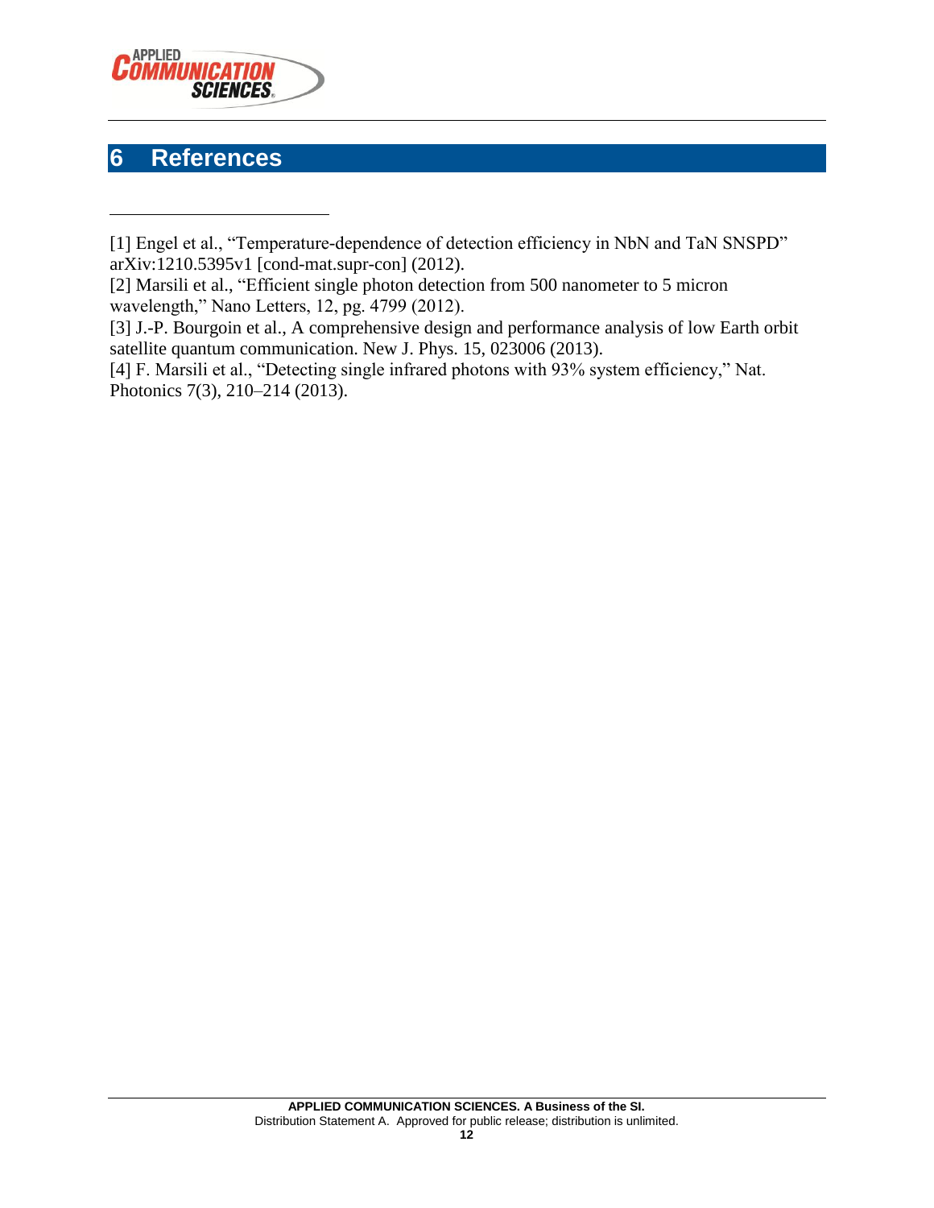# 6 References

[1] Engel et al., “Temperature-dependence of detection efficiency in NbN and TaN SNSPD” arXiv:1210.5395v1 [cond-mat.supr-con] (2012).

[2] Marsili et al., “Efficient single photon detection from 500 nanometer to 5 micron wavelength,” Nano Letters, 12, pg. 4799 (2012).

[3] J.-P. Bourgoin et al., A comprehensive design and performance analysis of low Earth orbit satellite quantum communication. New J. Phys. 15, 023006 (2013).

[4] F. Marsili et al., “Detecting single infrared photons with 93% system efficiency,” Nat. Photonics 7(3), 210–214 (2013).